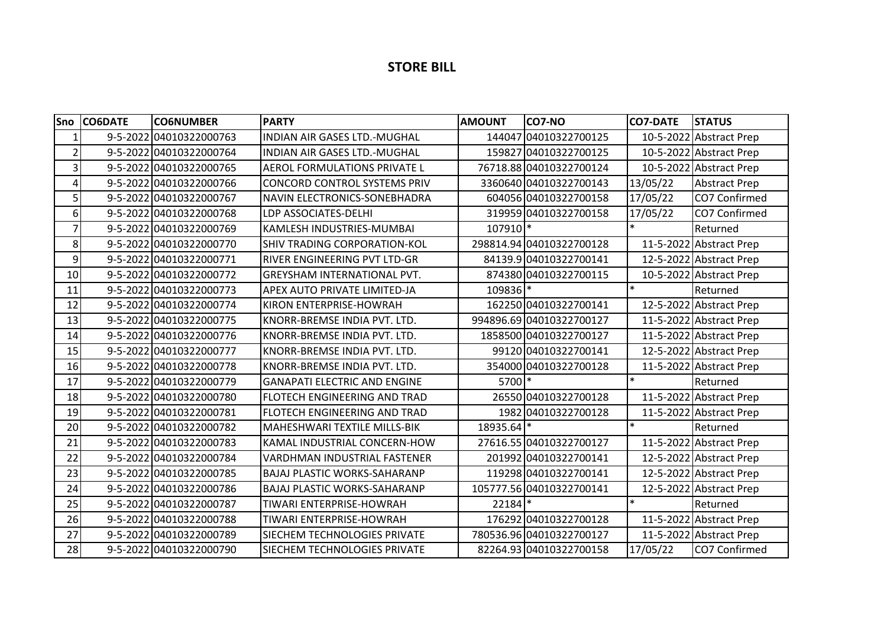# STORE BILL

| Sno | CO6DATE | CO6NUMBER | PARTY | AMOUNT | CO7-NO | CO7-DATE | STATUS |
|---|---|---|---|---|---|---|---|
| 1 | 9-5-2022 | 04010322000763 | INDIAN AIR GASES LTD.-MUGHAL | 144047 | 04010322700125 | 10-5-2022 | Abstract Prep |
| 2 | 9-5-2022 | 04010322000764 | INDIAN AIR GASES LTD.-MUGHAL | 159827 | 04010322700125 | 10-5-2022 | Abstract Prep |
| 3 | 9-5-2022 | 04010322000765 | AEROL FORMULATIONS PRIVATE L | 76718.88 | 04010322700124 | 10-5-2022 | Abstract Prep |
| 4 | 9-5-2022 | 04010322000766 | CONCORD CONTROL SYSTEMS PRIV | 3360640 | 04010322700143 | 13/05/22 | Abstract Prep |
| 5 | 9-5-2022 | 04010322000767 | NAVIN ELECTRONICS-SONEBHADRA | 604056 | 04010322700158 | 17/05/22 | CO7 Confirmed |
| 6 | 9-5-2022 | 04010322000768 | LDP ASSOCIATES-DELHI | 319959 | 04010322700158 | 17/05/22 | CO7 Confirmed |
| 7 | 9-5-2022 | 04010322000769 | KAMLESH INDUSTRIES-MUMBAI | 107910 | * | * | Returned |
| 8 | 9-5-2022 | 04010322000770 | SHIV TRADING CORPORATION-KOL | 298814.94 | 04010322700128 | 11-5-2022 | Abstract Prep |
| 9 | 9-5-2022 | 04010322000771 | RIVER ENGINEERING PVT LTD-GR | 84139.9 | 04010322700141 | 12-5-2022 | Abstract Prep |
| 10 | 9-5-2022 | 04010322000772 | GREYSHAM INTERNATIONAL PVT. | 874380 | 04010322700115 | 10-5-2022 | Abstract Prep |
| 11 | 9-5-2022 | 04010322000773 | APEX AUTO PRIVATE LIMITED-JA | 109836 | * | * | Returned |
| 12 | 9-5-2022 | 04010322000774 | KIRON ENTERPRISE-HOWRAH | 162250 | 04010322700141 | 12-5-2022 | Abstract Prep |
| 13 | 9-5-2022 | 04010322000775 | KNORR-BREMSE INDIA PVT. LTD. | 994896.69 | 04010322700127 | 11-5-2022 | Abstract Prep |
| 14 | 9-5-2022 | 04010322000776 | KNORR-BREMSE INDIA PVT. LTD. | 1858500 | 04010322700127 | 11-5-2022 | Abstract Prep |
| 15 | 9-5-2022 | 04010322000777 | KNORR-BREMSE INDIA PVT. LTD. | 99120 | 04010322700141 | 12-5-2022 | Abstract Prep |
| 16 | 9-5-2022 | 04010322000778 | KNORR-BREMSE INDIA PVT. LTD. | 354000 | 04010322700128 | 11-5-2022 | Abstract Prep |
| 17 | 9-5-2022 | 04010322000779 | GANAPATI ELECTRIC AND ENGINE | 5700 | * | * | Returned |
| 18 | 9-5-2022 | 04010322000780 | FLOTECH ENGINEERING AND TRAD | 26550 | 04010322700128 | 11-5-2022 | Abstract Prep |
| 19 | 9-5-2022 | 04010322000781 | FLOTECH ENGINEERING AND TRAD | 1982 | 04010322700128 | 11-5-2022 | Abstract Prep |
| 20 | 9-5-2022 | 04010322000782 | MAHESHWARI TEXTILE MILLS-BIK | 18935.64 | * | * | Returned |
| 21 | 9-5-2022 | 04010322000783 | KAMAL INDUSTRIAL CONCERN-HOW | 27616.55 | 04010322700127 | 11-5-2022 | Abstract Prep |
| 22 | 9-5-2022 | 04010322000784 | VARDHMAN INDUSTRIAL FASTENER | 201992 | 04010322700141 | 12-5-2022 | Abstract Prep |
| 23 | 9-5-2022 | 04010322000785 | BAJAJ PLASTIC WORKS-SAHARANP | 119298 | 04010322700141 | 12-5-2022 | Abstract Prep |
| 24 | 9-5-2022 | 04010322000786 | BAJAJ PLASTIC WORKS-SAHARANP | 105777.56 | 04010322700141 | 12-5-2022 | Abstract Prep |
| 25 | 9-5-2022 | 04010322000787 | TIWARI ENTERPRISE-HOWRAH | 22184 | * | * | Returned |
| 26 | 9-5-2022 | 04010322000788 | TIWARI ENTERPRISE-HOWRAH | 176292 | 04010322700128 | 11-5-2022 | Abstract Prep |
| 27 | 9-5-2022 | 04010322000789 | SIECHEM TECHNOLOGIES PRIVATE | 780536.96 | 04010322700127 | 11-5-2022 | Abstract Prep |
| 28 | 9-5-2022 | 04010322000790 | SIECHEM TECHNOLOGIES PRIVATE | 82264.93 | 04010322700158 | 17/05/22 | CO7 Confirmed |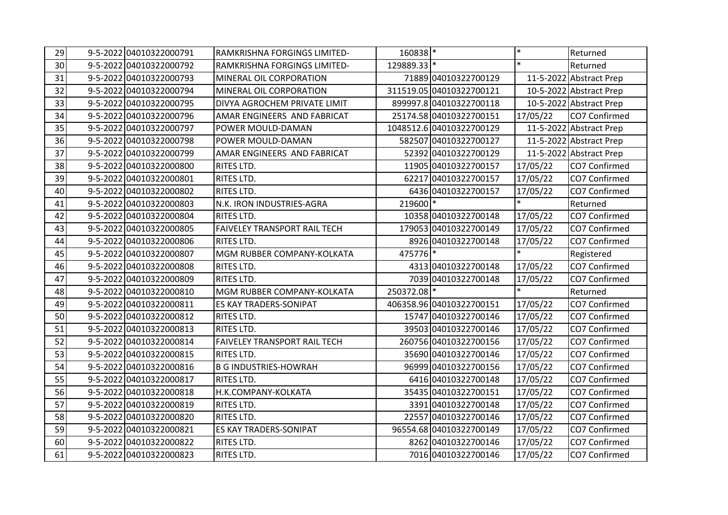| | | | | | | | |
|---|---|---|---|---|---|---|---|
| 29 | 9-5-2022 | 04010322000791 | RAMKRISHNA FORGINGS LIMITED- | 160838 | * | * | Returned |
| 30 | 9-5-2022 | 04010322000792 | RAMKRISHNA FORGINGS LIMITED- | 129889.33 | * | * | Returned |
| 31 | 9-5-2022 | 04010322000793 | MINERAL OIL CORPORATION | 71889 | 04010322700129 | 11-5-2022 | Abstract Prep |
| 32 | 9-5-2022 | 04010322000794 | MINERAL OIL CORPORATION | 311519.05 | 04010322700121 | 10-5-2022 | Abstract Prep |
| 33 | 9-5-2022 | 04010322000795 | DIVYA AGROCHEM PRIVATE LIMIT | 899997.8 | 04010322700118 | 10-5-2022 | Abstract Prep |
| 34 | 9-5-2022 | 04010322000796 | AMAR ENGINEERS AND FABRICAT | 25174.58 | 04010322700151 | 17/05/22 | CO7 Confirmed |
| 35 | 9-5-2022 | 04010322000797 | POWER MOULD-DAMAN | 1048512.6 | 04010322700129 | 11-5-2022 | Abstract Prep |
| 36 | 9-5-2022 | 04010322000798 | POWER MOULD-DAMAN | 582507 | 04010322700127 | 11-5-2022 | Abstract Prep |
| 37 | 9-5-2022 | 04010322000799 | AMAR ENGINEERS AND FABRICAT | 52392 | 04010322700129 | 11-5-2022 | Abstract Prep |
| 38 | 9-5-2022 | 04010322000800 | RITES LTD. | 11905 | 04010322700157 | 17/05/22 | CO7 Confirmed |
| 39 | 9-5-2022 | 04010322000801 | RITES LTD. | 62217 | 04010322700157 | 17/05/22 | CO7 Confirmed |
| 40 | 9-5-2022 | 04010322000802 | RITES LTD. | 6436 | 04010322700157 | 17/05/22 | CO7 Confirmed |
| 41 | 9-5-2022 | 04010322000803 | N.K. IRON INDUSTRIES-AGRA | 219600 | * | * | Returned |
| 42 | 9-5-2022 | 04010322000804 | RITES LTD. | 10358 | 04010322700148 | 17/05/22 | CO7 Confirmed |
| 43 | 9-5-2022 | 04010322000805 | FAIVELEY TRANSPORT RAIL TECH | 179053 | 04010322700149 | 17/05/22 | CO7 Confirmed |
| 44 | 9-5-2022 | 04010322000806 | RITES LTD. | 8926 | 04010322700148 | 17/05/22 | CO7 Confirmed |
| 45 | 9-5-2022 | 04010322000807 | MGM RUBBER COMPANY-KOLKATA | 475776 | * | * | Registered |
| 46 | 9-5-2022 | 04010322000808 | RITES LTD. | 4313 | 04010322700148 | 17/05/22 | CO7 Confirmed |
| 47 | 9-5-2022 | 04010322000809 | RITES LTD. | 7039 | 04010322700148 | 17/05/22 | CO7 Confirmed |
| 48 | 9-5-2022 | 04010322000810 | MGM RUBBER COMPANY-KOLKATA | 250372.08 | * | * | Returned |
| 49 | 9-5-2022 | 04010322000811 | ES KAY TRADERS-SONIPAT | 406358.96 | 04010322700151 | 17/05/22 | CO7 Confirmed |
| 50 | 9-5-2022 | 04010322000812 | RITES LTD. | 15747 | 04010322700146 | 17/05/22 | CO7 Confirmed |
| 51 | 9-5-2022 | 04010322000813 | RITES LTD. | 39503 | 04010322700146 | 17/05/22 | CO7 Confirmed |
| 52 | 9-5-2022 | 04010322000814 | FAIVELEY TRANSPORT RAIL TECH | 260756 | 04010322700156 | 17/05/22 | CO7 Confirmed |
| 53 | 9-5-2022 | 04010322000815 | RITES LTD. | 35690 | 04010322700146 | 17/05/22 | CO7 Confirmed |
| 54 | 9-5-2022 | 04010322000816 | B G INDUSTRIES-HOWRAH | 96999 | 04010322700156 | 17/05/22 | CO7 Confirmed |
| 55 | 9-5-2022 | 04010322000817 | RITES LTD. | 6416 | 04010322700148 | 17/05/22 | CO7 Confirmed |
| 56 | 9-5-2022 | 04010322000818 | H.K.COMPANY-KOLKATA | 35435 | 04010322700151 | 17/05/22 | CO7 Confirmed |
| 57 | 9-5-2022 | 04010322000819 | RITES LTD. | 3391 | 04010322700148 | 17/05/22 | CO7 Confirmed |
| 58 | 9-5-2022 | 04010322000820 | RITES LTD. | 22557 | 04010322700146 | 17/05/22 | CO7 Confirmed |
| 59 | 9-5-2022 | 04010322000821 | ES KAY TRADERS-SONIPAT | 96554.68 | 04010322700149 | 17/05/22 | CO7 Confirmed |
| 60 | 9-5-2022 | 04010322000822 | RITES LTD. | 8262 | 04010322700146 | 17/05/22 | CO7 Confirmed |
| 61 | 9-5-2022 | 04010322000823 | RITES LTD. | 7016 | 04010322700146 | 17/05/22 | CO7 Confirmed |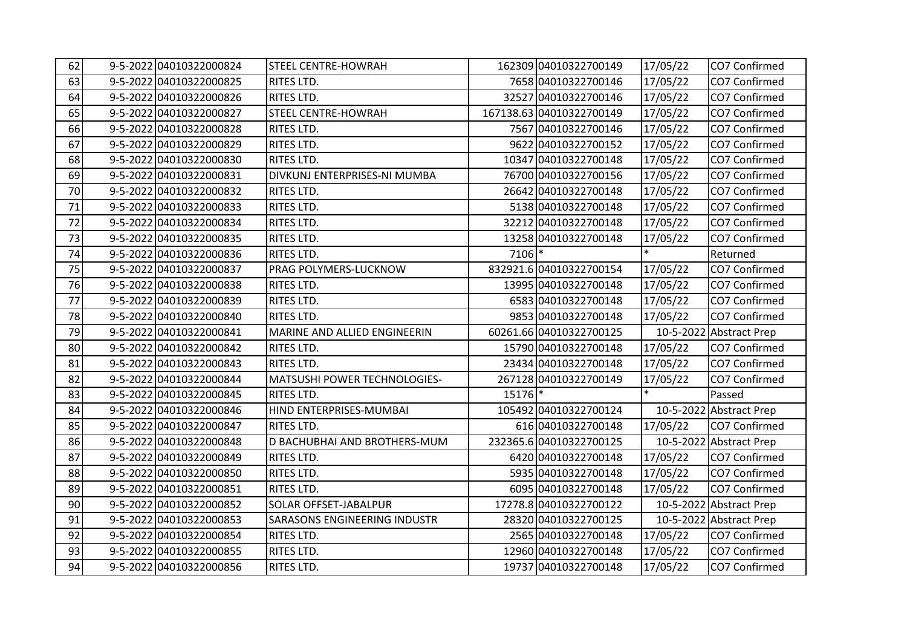| | | | | | | | |
|---|---|---|---|---|---|---|---|
| 62 | 9-5-2022 | 04010322000824 | STEEL CENTRE-HOWRAH | 162309 | 04010322700149 | 17/05/22 | CO7 Confirmed |
| 63 | 9-5-2022 | 04010322000825 | RITES LTD. | 7658 | 04010322700146 | 17/05/22 | CO7 Confirmed |
| 64 | 9-5-2022 | 04010322000826 | RITES LTD. | 32527 | 04010322700146 | 17/05/22 | CO7 Confirmed |
| 65 | 9-5-2022 | 04010322000827 | STEEL CENTRE-HOWRAH | 167138.63 | 04010322700149 | 17/05/22 | CO7 Confirmed |
| 66 | 9-5-2022 | 04010322000828 | RITES LTD. | 7567 | 04010322700146 | 17/05/22 | CO7 Confirmed |
| 67 | 9-5-2022 | 04010322000829 | RITES LTD. | 9622 | 04010322700152 | 17/05/22 | CO7 Confirmed |
| 68 | 9-5-2022 | 04010322000830 | RITES LTD. | 10347 | 04010322700148 | 17/05/22 | CO7 Confirmed |
| 69 | 9-5-2022 | 04010322000831 | DIVKUNJ ENTERPRISES-NI MUMBA | 76700 | 04010322700156 | 17/05/22 | CO7 Confirmed |
| 70 | 9-5-2022 | 04010322000832 | RITES LTD. | 26642 | 04010322700148 | 17/05/22 | CO7 Confirmed |
| 71 | 9-5-2022 | 04010322000833 | RITES LTD. | 5138 | 04010322700148 | 17/05/22 | CO7 Confirmed |
| 72 | 9-5-2022 | 04010322000834 | RITES LTD. | 32212 | 04010322700148 | 17/05/22 | CO7 Confirmed |
| 73 | 9-5-2022 | 04010322000835 | RITES LTD. | 13258 | 04010322700148 | 17/05/22 | CO7 Confirmed |
| 74 | 9-5-2022 | 04010322000836 | RITES LTD. | 7106 | * | * | Returned |
| 75 | 9-5-2022 | 04010322000837 | PRAG POLYMERS-LUCKNOW | 832921.6 | 04010322700154 | 17/05/22 | CO7 Confirmed |
| 76 | 9-5-2022 | 04010322000838 | RITES LTD. | 13995 | 04010322700148 | 17/05/22 | CO7 Confirmed |
| 77 | 9-5-2022 | 04010322000839 | RITES LTD. | 6583 | 04010322700148 | 17/05/22 | CO7 Confirmed |
| 78 | 9-5-2022 | 04010322000840 | RITES LTD. | 9853 | 04010322700148 | 17/05/22 | CO7 Confirmed |
| 79 | 9-5-2022 | 04010322000841 | MARINE AND ALLIED ENGINEERIN | 60261.66 | 04010322700125 | 10-5-2022 | Abstract Prep |
| 80 | 9-5-2022 | 04010322000842 | RITES LTD. | 15790 | 04010322700148 | 17/05/22 | CO7 Confirmed |
| 81 | 9-5-2022 | 04010322000843 | RITES LTD. | 23434 | 04010322700148 | 17/05/22 | CO7 Confirmed |
| 82 | 9-5-2022 | 04010322000844 | MATSUSHI POWER TECHNOLOGIES- | 267128 | 04010322700149 | 17/05/22 | CO7 Confirmed |
| 83 | 9-5-2022 | 04010322000845 | RITES LTD. | 15176 | * | * | Passed |
| 84 | 9-5-2022 | 04010322000846 | HIND ENTERPRISES-MUMBAI | 105492 | 04010322700124 | 10-5-2022 | Abstract Prep |
| 85 | 9-5-2022 | 04010322000847 | RITES LTD. | 616 | 04010322700148 | 17/05/22 | CO7 Confirmed |
| 86 | 9-5-2022 | 04010322000848 | D BACHUBHAI AND BROTHERS-MUM | 232365.6 | 04010322700125 | 10-5-2022 | Abstract Prep |
| 87 | 9-5-2022 | 04010322000849 | RITES LTD. | 6420 | 04010322700148 | 17/05/22 | CO7 Confirmed |
| 88 | 9-5-2022 | 04010322000850 | RITES LTD. | 5935 | 04010322700148 | 17/05/22 | CO7 Confirmed |
| 89 | 9-5-2022 | 04010322000851 | RITES LTD. | 6095 | 04010322700148 | 17/05/22 | CO7 Confirmed |
| 90 | 9-5-2022 | 04010322000852 | SOLAR OFFSET-JABALPUR | 17278.8 | 04010322700122 | 10-5-2022 | Abstract Prep |
| 91 | 9-5-2022 | 04010322000853 | SARASONS ENGINEERING INDUSTR | 28320 | 04010322700125 | 10-5-2022 | Abstract Prep |
| 92 | 9-5-2022 | 04010322000854 | RITES LTD. | 2565 | 04010322700148 | 17/05/22 | CO7 Confirmed |
| 93 | 9-5-2022 | 04010322000855 | RITES LTD. | 12960 | 04010322700148 | 17/05/22 | CO7 Confirmed |
| 94 | 9-5-2022 | 04010322000856 | RITES LTD. | 19737 | 04010322700148 | 17/05/22 | CO7 Confirmed |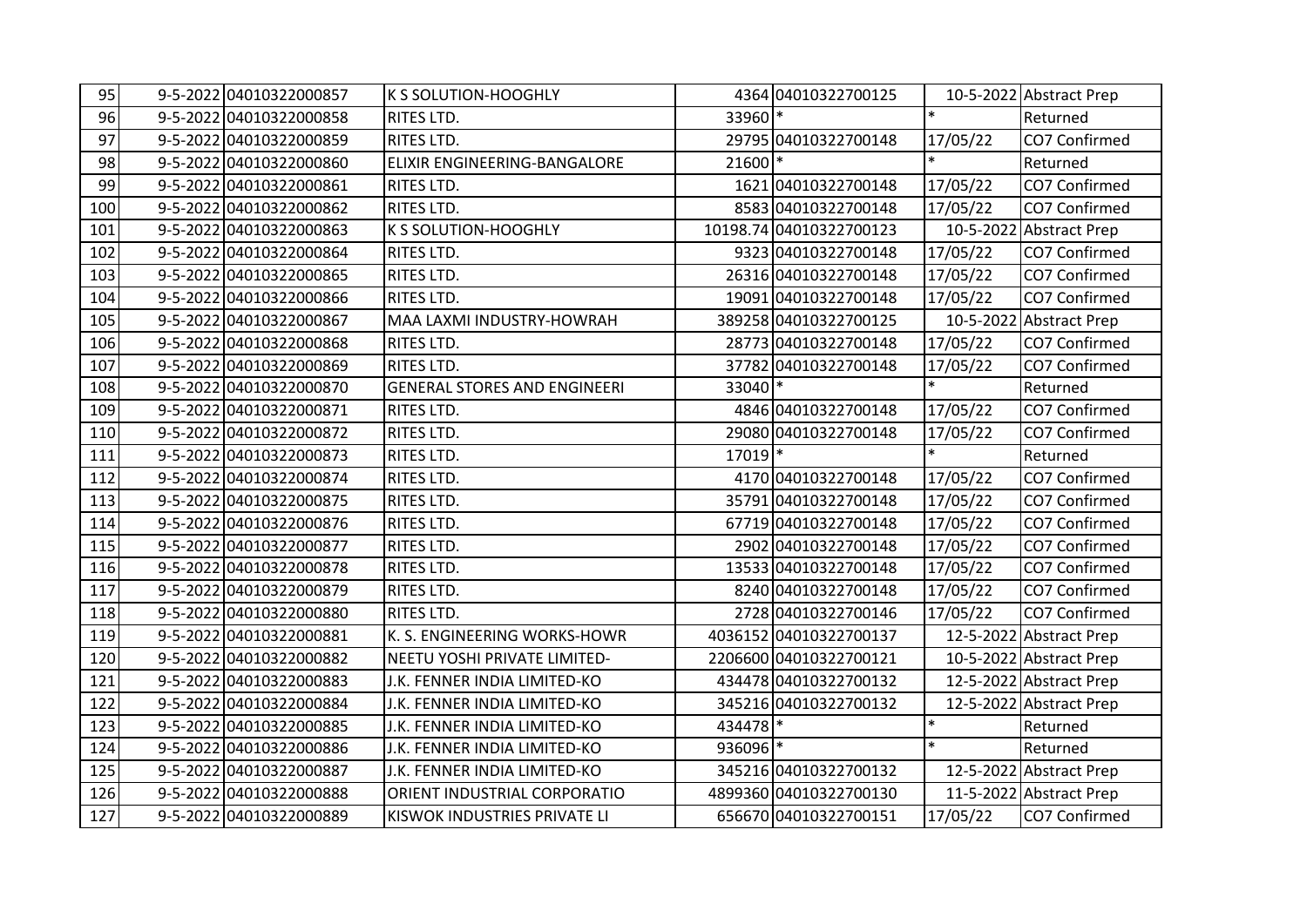| | | | | | | | |
|---|---|---|---|---|---|---|---|
| 95 | 9-5-2022 | 04010322000857 | K S SOLUTION-HOOGHLY | 4364 | 04010322700125 | 10-5-2022 | Abstract Prep |
| 96 | 9-5-2022 | 04010322000858 | RITES LTD. | 33960 | * | * | Returned |
| 97 | 9-5-2022 | 04010322000859 | RITES LTD. | 29795 | 04010322700148 | 17/05/22 | CO7 Confirmed |
| 98 | 9-5-2022 | 04010322000860 | ELIXIR ENGINEERING-BANGALORE | 21600 | * | * | Returned |
| 99 | 9-5-2022 | 04010322000861 | RITES LTD. | 1621 | 04010322700148 | 17/05/22 | CO7 Confirmed |
| 100 | 9-5-2022 | 04010322000862 | RITES LTD. | 8583 | 04010322700148 | 17/05/22 | CO7 Confirmed |
| 101 | 9-5-2022 | 04010322000863 | K S SOLUTION-HOOGHLY | 10198.74 | 04010322700123 | 10-5-2022 | Abstract Prep |
| 102 | 9-5-2022 | 04010322000864 | RITES LTD. | 9323 | 04010322700148 | 17/05/22 | CO7 Confirmed |
| 103 | 9-5-2022 | 04010322000865 | RITES LTD. | 26316 | 04010322700148 | 17/05/22 | CO7 Confirmed |
| 104 | 9-5-2022 | 04010322000866 | RITES LTD. | 19091 | 04010322700148 | 17/05/22 | CO7 Confirmed |
| 105 | 9-5-2022 | 04010322000867 | MAA LAXMI INDUSTRY-HOWRAH | 389258 | 04010322700125 | 10-5-2022 | Abstract Prep |
| 106 | 9-5-2022 | 04010322000868 | RITES LTD. | 28773 | 04010322700148 | 17/05/22 | CO7 Confirmed |
| 107 | 9-5-2022 | 04010322000869 | RITES LTD. | 37782 | 04010322700148 | 17/05/22 | CO7 Confirmed |
| 108 | 9-5-2022 | 04010322000870 | GENERAL STORES AND ENGINEERI | 33040 | * | * | Returned |
| 109 | 9-5-2022 | 04010322000871 | RITES LTD. | 4846 | 04010322700148 | 17/05/22 | CO7 Confirmed |
| 110 | 9-5-2022 | 04010322000872 | RITES LTD. | 29080 | 04010322700148 | 17/05/22 | CO7 Confirmed |
| 111 | 9-5-2022 | 04010322000873 | RITES LTD. | 17019 | * | * | Returned |
| 112 | 9-5-2022 | 04010322000874 | RITES LTD. | 4170 | 04010322700148 | 17/05/22 | CO7 Confirmed |
| 113 | 9-5-2022 | 04010322000875 | RITES LTD. | 35791 | 04010322700148 | 17/05/22 | CO7 Confirmed |
| 114 | 9-5-2022 | 04010322000876 | RITES LTD. | 67719 | 04010322700148 | 17/05/22 | CO7 Confirmed |
| 115 | 9-5-2022 | 04010322000877 | RITES LTD. | 2902 | 04010322700148 | 17/05/22 | CO7 Confirmed |
| 116 | 9-5-2022 | 04010322000878 | RITES LTD. | 13533 | 04010322700148 | 17/05/22 | CO7 Confirmed |
| 117 | 9-5-2022 | 04010322000879 | RITES LTD. | 8240 | 04010322700148 | 17/05/22 | CO7 Confirmed |
| 118 | 9-5-2022 | 04010322000880 | RITES LTD. | 2728 | 04010322700146 | 17/05/22 | CO7 Confirmed |
| 119 | 9-5-2022 | 04010322000881 | K. S. ENGINEERING WORKS-HOWR | 4036152 | 04010322700137 | 12-5-2022 | Abstract Prep |
| 120 | 9-5-2022 | 04010322000882 | NEETU YOSHI PRIVATE LIMITED- | 2206600 | 04010322700121 | 10-5-2022 | Abstract Prep |
| 121 | 9-5-2022 | 04010322000883 | J.K. FENNER INDIA LIMITED-KO | 434478 | 04010322700132 | 12-5-2022 | Abstract Prep |
| 122 | 9-5-2022 | 04010322000884 | J.K. FENNER INDIA LIMITED-KO | 345216 | 04010322700132 | 12-5-2022 | Abstract Prep |
| 123 | 9-5-2022 | 04010322000885 | J.K. FENNER INDIA LIMITED-KO | 434478 | * | * | Returned |
| 124 | 9-5-2022 | 04010322000886 | J.K. FENNER INDIA LIMITED-KO | 936096 | * | * | Returned |
| 125 | 9-5-2022 | 04010322000887 | J.K. FENNER INDIA LIMITED-KO | 345216 | 04010322700132 | 12-5-2022 | Abstract Prep |
| 126 | 9-5-2022 | 04010322000888 | ORIENT INDUSTRIAL CORPORATIO | 4899360 | 04010322700130 | 11-5-2022 | Abstract Prep |
| 127 | 9-5-2022 | 04010322000889 | KISWOK INDUSTRIES PRIVATE LI | 656670 | 04010322700151 | 17/05/22 | CO7 Confirmed |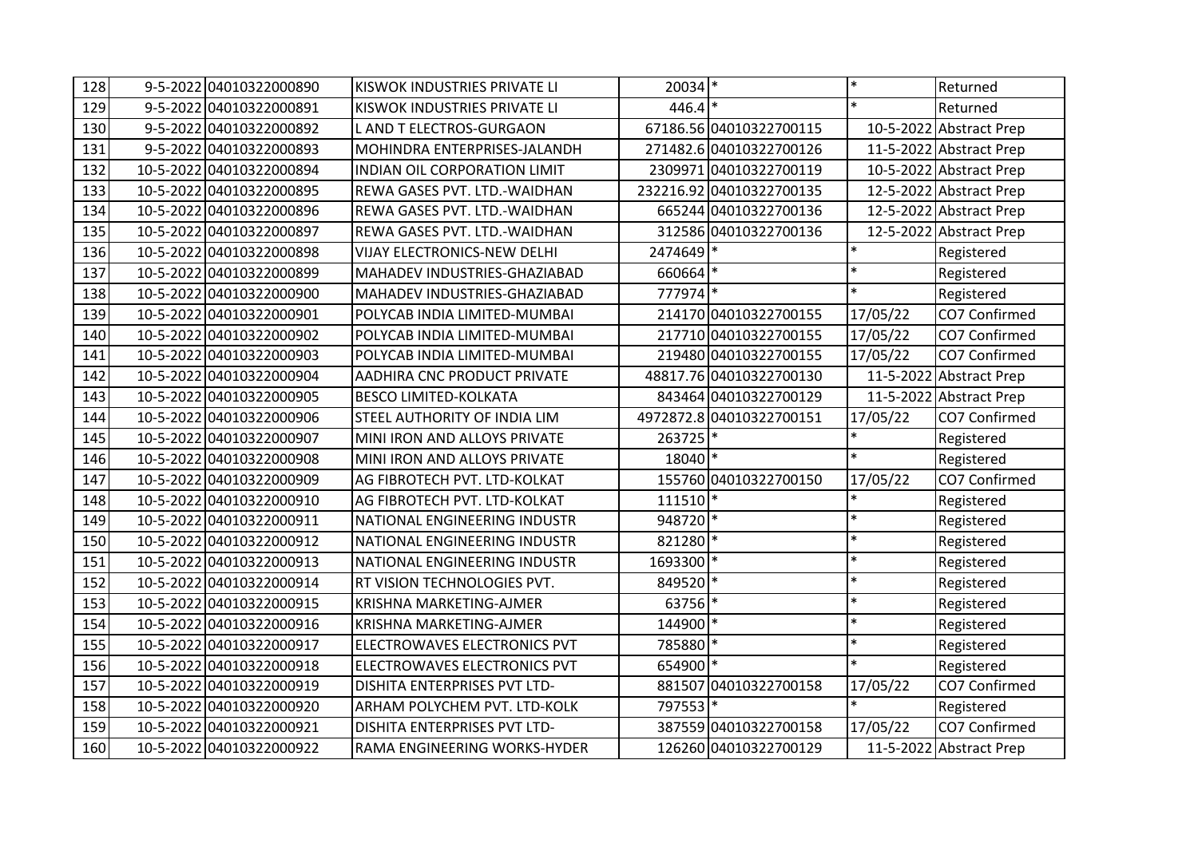| 128 | 9-5-2022 | 04010322000890 | KISWOK INDUSTRIES PRIVATE LI | 20034 | * | * | Returned |
|---|---|---|---|---|---|---|---|
| 129 | 9-5-2022 | 04010322000891 | KISWOK INDUSTRIES PRIVATE LI | 446.4 | * | * | Returned |
| 130 | 9-5-2022 | 04010322000892 | L AND T ELECTROS-GURGAON | 67186.56 | 04010322700115 | 10-5-2022 | Abstract Prep |
| 131 | 9-5-2022 | 04010322000893 | MOHINDRA ENTERPRISES-JALANDH | 271482.6 | 04010322700126 | 11-5-2022 | Abstract Prep |
| 132 | 10-5-2022 | 04010322000894 | INDIAN OIL CORPORATION LIMIT | 2309971 | 04010322700119 | 10-5-2022 | Abstract Prep |
| 133 | 10-5-2022 | 04010322000895 | REWA GASES PVT. LTD.-WAIDHAN | 232216.92 | 04010322700135 | 12-5-2022 | Abstract Prep |
| 134 | 10-5-2022 | 04010322000896 | REWA GASES PVT. LTD.-WAIDHAN | 665244 | 04010322700136 | 12-5-2022 | Abstract Prep |
| 135 | 10-5-2022 | 04010322000897 | REWA GASES PVT. LTD.-WAIDHAN | 312586 | 04010322700136 | 12-5-2022 | Abstract Prep |
| 136 | 10-5-2022 | 04010322000898 | VIJAY ELECTRONICS-NEW DELHI | 2474649 | * | * | Registered |
| 137 | 10-5-2022 | 04010322000899 | MAHADEV INDUSTRIES-GHAZIABAD | 660664 | * | * | Registered |
| 138 | 10-5-2022 | 04010322000900 | MAHADEV INDUSTRIES-GHAZIABAD | 777974 | * | * | Registered |
| 139 | 10-5-2022 | 04010322000901 | POLYCAB INDIA LIMITED-MUMBAI | 214170 | 04010322700155 | 17/05/22 | CO7 Confirmed |
| 140 | 10-5-2022 | 04010322000902 | POLYCAB INDIA LIMITED-MUMBAI | 217710 | 04010322700155 | 17/05/22 | CO7 Confirmed |
| 141 | 10-5-2022 | 04010322000903 | POLYCAB INDIA LIMITED-MUMBAI | 219480 | 04010322700155 | 17/05/22 | CO7 Confirmed |
| 142 | 10-5-2022 | 04010322000904 | AADHIRA CNC PRODUCT PRIVATE | 48817.76 | 04010322700130 | 11-5-2022 | Abstract Prep |
| 143 | 10-5-2022 | 04010322000905 | BESCO LIMITED-KOLKATA | 843464 | 04010322700129 | 11-5-2022 | Abstract Prep |
| 144 | 10-5-2022 | 04010322000906 | STEEL AUTHORITY OF INDIA LIM | 4972872.8 | 04010322700151 | 17/05/22 | CO7 Confirmed |
| 145 | 10-5-2022 | 04010322000907 | MINI IRON AND ALLOYS PRIVATE | 263725 | * | * | Registered |
| 146 | 10-5-2022 | 04010322000908 | MINI IRON AND ALLOYS PRIVATE | 18040 | * | * | Registered |
| 147 | 10-5-2022 | 04010322000909 | AG FIBROTECH PVT. LTD-KOLKAT | 155760 | 04010322700150 | 17/05/22 | CO7 Confirmed |
| 148 | 10-5-2022 | 04010322000910 | AG FIBROTECH PVT. LTD-KOLKAT | 111510 | * | * | Registered |
| 149 | 10-5-2022 | 04010322000911 | NATIONAL ENGINEERING INDUSTR | 948720 | * | * | Registered |
| 150 | 10-5-2022 | 04010322000912 | NATIONAL ENGINEERING INDUSTR | 821280 | * | * | Registered |
| 151 | 10-5-2022 | 04010322000913 | NATIONAL ENGINEERING INDUSTR | 1693300 | * | * | Registered |
| 152 | 10-5-2022 | 04010322000914 | RT VISION TECHNOLOGIES PVT. | 849520 | * | * | Registered |
| 153 | 10-5-2022 | 04010322000915 | KRISHNA MARKETING-AJMER | 63756 | * | * | Registered |
| 154 | 10-5-2022 | 04010322000916 | KRISHNA MARKETING-AJMER | 144900 | * | * | Registered |
| 155 | 10-5-2022 | 04010322000917 | ELECTROWAVES ELECTRONICS PVT | 785880 | * | * | Registered |
| 156 | 10-5-2022 | 04010322000918 | ELECTROWAVES ELECTRONICS PVT | 654900 | * | * | Registered |
| 157 | 10-5-2022 | 04010322000919 | DISHITA ENTERPRISES PVT LTD- | 881507 | 04010322700158 | 17/05/22 | CO7 Confirmed |
| 158 | 10-5-2022 | 04010322000920 | ARHAM POLYCHEM PVT. LTD-KOLK | 797553 | * | * | Registered |
| 159 | 10-5-2022 | 04010322000921 | DISHITA ENTERPRISES PVT LTD- | 387559 | 04010322700158 | 17/05/22 | CO7 Confirmed |
| 160 | 10-5-2022 | 04010322000922 | RAMA ENGINEERING WORKS-HYDER | 126260 | 04010322700129 | 11-5-2022 | Abstract Prep |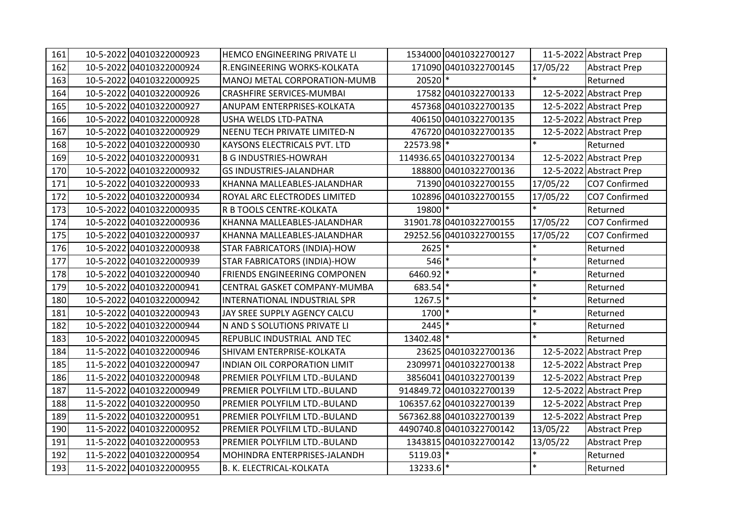| 161 | 10-5-2022 | 04010322000923 | HEMCO ENGINEERING PRIVATE LI | 1534000 | 04010322700127 | 11-5-2022 | Abstract Prep |
|---|---|---|---|---|---|---|---|
| 162 | 10-5-2022 | 04010322000924 | R.ENGINEERING WORKS-KOLKATA | 171090 | 04010322700145 | 17/05/22 | Abstract Prep |
| 163 | 10-5-2022 | 04010322000925 | MANOJ METAL CORPORATION-MUMB | 20520 | * | * | Returned |
| 164 | 10-5-2022 | 04010322000926 | CRASHFIRE SERVICES-MUMBAI | 17582 | 04010322700133 | 12-5-2022 | Abstract Prep |
| 165 | 10-5-2022 | 04010322000927 | ANUPAM ENTERPRISES-KOLKATA | 457368 | 04010322700135 | 12-5-2022 | Abstract Prep |
| 166 | 10-5-2022 | 04010322000928 | USHA WELDS LTD-PATNA | 406150 | 04010322700135 | 12-5-2022 | Abstract Prep |
| 167 | 10-5-2022 | 04010322000929 | NEENU TECH PRIVATE LIMITED-N | 476720 | 04010322700135 | 12-5-2022 | Abstract Prep |
| 168 | 10-5-2022 | 04010322000930 | KAYSONS ELECTRICALS PVT. LTD | 22573.98 | * | * | Returned |
| 169 | 10-5-2022 | 04010322000931 | B G INDUSTRIES-HOWRAH | 114936.65 | 04010322700134 | 12-5-2022 | Abstract Prep |
| 170 | 10-5-2022 | 04010322000932 | GS INDUSTRIES-JALANDHAR | 188800 | 04010322700136 | 12-5-2022 | Abstract Prep |
| 171 | 10-5-2022 | 04010322000933 | KHANNA MALLEABLES-JALANDHAR | 71390 | 04010322700155 | 17/05/22 | CO7 Confirmed |
| 172 | 10-5-2022 | 04010322000934 | ROYAL ARC ELECTRODES LIMITED | 102896 | 04010322700155 | 17/05/22 | CO7 Confirmed |
| 173 | 10-5-2022 | 04010322000935 | R B TOOLS CENTRE-KOLKATA | 19800 | * | * | Returned |
| 174 | 10-5-2022 | 04010322000936 | KHANNA MALLEABLES-JALANDHAR | 31901.78 | 04010322700155 | 17/05/22 | CO7 Confirmed |
| 175 | 10-5-2022 | 04010322000937 | KHANNA MALLEABLES-JALANDHAR | 29252.56 | 04010322700155 | 17/05/22 | CO7 Confirmed |
| 176 | 10-5-2022 | 04010322000938 | STAR FABRICATORS (INDIA)-HOW | 2625 | * | * | Returned |
| 177 | 10-5-2022 | 04010322000939 | STAR FABRICATORS (INDIA)-HOW | 546 | * | * | Returned |
| 178 | 10-5-2022 | 04010322000940 | FRIENDS ENGINEERING COMPONEN | 6460.92 | * | * | Returned |
| 179 | 10-5-2022 | 04010322000941 | CENTRAL GASKET COMPANY-MUMBA | 683.54 | * | * | Returned |
| 180 | 10-5-2022 | 04010322000942 | INTERNATIONAL INDUSTRIAL SPR | 1267.5 | * | * | Returned |
| 181 | 10-5-2022 | 04010322000943 | JAY SREE SUPPLY AGENCY CALCU | 1700 | * | * | Returned |
| 182 | 10-5-2022 | 04010322000944 | N AND S SOLUTIONS PRIVATE LI | 2445 | * | * | Returned |
| 183 | 10-5-2022 | 04010322000945 | REPUBLIC INDUSTRIAL AND TEC | 13402.48 | * | * | Returned |
| 184 | 11-5-2022 | 04010322000946 | SHIVAM ENTERPRISE-KOLKATA | 23625 | 04010322700136 | 12-5-2022 | Abstract Prep |
| 185 | 11-5-2022 | 04010322000947 | INDIAN OIL CORPORATION LIMIT | 2309971 | 04010322700138 | 12-5-2022 | Abstract Prep |
| 186 | 11-5-2022 | 04010322000948 | PREMIER POLYFILM LTD.-BULAND | 3856041 | 04010322700139 | 12-5-2022 | Abstract Prep |
| 187 | 11-5-2022 | 04010322000949 | PREMIER POLYFILM LTD.-BULAND | 914849.72 | 04010322700139 | 12-5-2022 | Abstract Prep |
| 188 | 11-5-2022 | 04010322000950 | PREMIER POLYFILM LTD.-BULAND | 106357.62 | 04010322700139 | 12-5-2022 | Abstract Prep |
| 189 | 11-5-2022 | 04010322000951 | PREMIER POLYFILM LTD.-BULAND | 567362.88 | 04010322700139 | 12-5-2022 | Abstract Prep |
| 190 | 11-5-2022 | 04010322000952 | PREMIER POLYFILM LTD.-BULAND | 4490740.8 | 04010322700142 | 13/05/22 | Abstract Prep |
| 191 | 11-5-2022 | 04010322000953 | PREMIER POLYFILM LTD.-BULAND | 1343815 | 04010322700142 | 13/05/22 | Abstract Prep |
| 192 | 11-5-2022 | 04010322000954 | MOHINDRA ENTERPRISES-JALANDH | 5119.03 | * | * | Returned |
| 193 | 11-5-2022 | 04010322000955 | B. K. ELECTRICAL-KOLKATA | 13233.6 | * | * | Returned |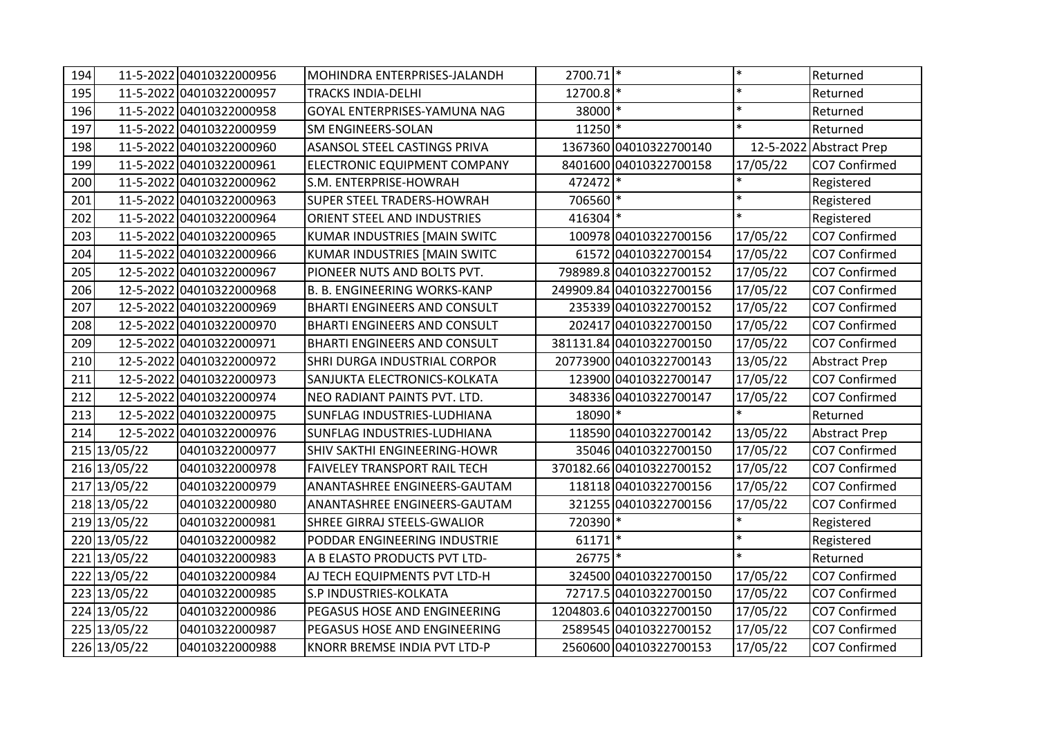| 194 | 11-5-2022 | 04010322000956 | MOHINDRA ENTERPRISES-JALANDH | 2700.71 | * | * | Returned |
|---|---|---|---|---|---|---|---|
| 195 | 11-5-2022 | 04010322000957 | TRACKS INDIA-DELHI | 12700.8 | * | * | Returned |
| 196 | 11-5-2022 | 04010322000958 | GOYAL ENTERPRISES-YAMUNA NAG | 38000 | * | * | Returned |
| 197 | 11-5-2022 | 04010322000959 | SM ENGINEERS-SOLAN | 11250 | * | * | Returned |
| 198 | 11-5-2022 | 04010322000960 | ASANSOL STEEL CASTINGS PRIVA | 1367360 | 04010322700140 | 12-5-2022 | Abstract Prep |
| 199 | 11-5-2022 | 04010322000961 | ELECTRONIC EQUIPMENT COMPANY | 8401600 | 04010322700158 | 17/05/22 | CO7 Confirmed |
| 200 | 11-5-2022 | 04010322000962 | S.M. ENTERPRISE-HOWRAH | 472472 | * | * | Registered |
| 201 | 11-5-2022 | 04010322000963 | SUPER STEEL TRADERS-HOWRAH | 706560 | * | * | Registered |
| 202 | 11-5-2022 | 04010322000964 | ORIENT STEEL AND INDUSTRIES | 416304 | * | * | Registered |
| 203 | 11-5-2022 | 04010322000965 | KUMAR INDUSTRIES [MAIN SWITC | 100978 | 04010322700156 | 17/05/22 | CO7 Confirmed |
| 204 | 11-5-2022 | 04010322000966 | KUMAR INDUSTRIES [MAIN SWITC | 61572 | 04010322700154 | 17/05/22 | CO7 Confirmed |
| 205 | 12-5-2022 | 04010322000967 | PIONEER NUTS AND BOLTS PVT. | 798989.8 | 04010322700152 | 17/05/22 | CO7 Confirmed |
| 206 | 12-5-2022 | 04010322000968 | B. B. ENGINEERING WORKS-KANP | 249909.84 | 04010322700156 | 17/05/22 | CO7 Confirmed |
| 207 | 12-5-2022 | 04010322000969 | BHARTI ENGINEERS AND CONSULT | 235339 | 04010322700152 | 17/05/22 | CO7 Confirmed |
| 208 | 12-5-2022 | 04010322000970 | BHARTI ENGINEERS AND CONSULT | 202417 | 04010322700150 | 17/05/22 | CO7 Confirmed |
| 209 | 12-5-2022 | 04010322000971 | BHARTI ENGINEERS AND CONSULT | 381131.84 | 04010322700150 | 17/05/22 | CO7 Confirmed |
| 210 | 12-5-2022 | 04010322000972 | SHRI DURGA INDUSTRIAL CORPOR | 20773900 | 04010322700143 | 13/05/22 | Abstract Prep |
| 211 | 12-5-2022 | 04010322000973 | SANJUKTA ELECTRONICS-KOLKATA | 123900 | 04010322700147 | 17/05/22 | CO7 Confirmed |
| 212 | 12-5-2022 | 04010322000974 | NEO RADIANT PAINTS PVT. LTD. | 348336 | 04010322700147 | 17/05/22 | CO7 Confirmed |
| 213 | 12-5-2022 | 04010322000975 | SUNFLAG INDUSTRIES-LUDHIANA | 18090 | * | * | Returned |
| 214 | 12-5-2022 | 04010322000976 | SUNFLAG INDUSTRIES-LUDHIANA | 118590 | 04010322700142 | 13/05/22 | Abstract Prep |
| 215 | 13/05/22 | 04010322000977 | SHIV SAKTHI ENGINEERING-HOWR | 35046 | 04010322700150 | 17/05/22 | CO7 Confirmed |
| 216 | 13/05/22 | 04010322000978 | FAIVELEY TRANSPORT RAIL TECH | 370182.66 | 04010322700152 | 17/05/22 | CO7 Confirmed |
| 217 | 13/05/22 | 04010322000979 | ANANTASHREE ENGINEERS-GAUTAM | 118118 | 04010322700156 | 17/05/22 | CO7 Confirmed |
| 218 | 13/05/22 | 04010322000980 | ANANTASHREE ENGINEERS-GAUTAM | 321255 | 04010322700156 | 17/05/22 | CO7 Confirmed |
| 219 | 13/05/22 | 04010322000981 | SHREE GIRRAJ STEELS-GWALIOR | 720390 | * | * | Registered |
| 220 | 13/05/22 | 04010322000982 | PODDAR ENGINEERING INDUSTRIE | 61171 | * | * | Registered |
| 221 | 13/05/22 | 04010322000983 | A B ELASTO PRODUCTS PVT LTD- | 26775 | * | * | Returned |
| 222 | 13/05/22 | 04010322000984 | AJ TECH EQUIPMENTS PVT LTD-H | 324500 | 04010322700150 | 17/05/22 | CO7 Confirmed |
| 223 | 13/05/22 | 04010322000985 | S.P INDUSTRIES-KOLKATA | 72717.5 | 04010322700150 | 17/05/22 | CO7 Confirmed |
| 224 | 13/05/22 | 04010322000986 | PEGASUS HOSE AND ENGINEERING | 1204803.6 | 04010322700150 | 17/05/22 | CO7 Confirmed |
| 225 | 13/05/22 | 04010322000987 | PEGASUS HOSE AND ENGINEERING | 2589545 | 04010322700152 | 17/05/22 | CO7 Confirmed |
| 226 | 13/05/22 | 04010322000988 | KNORR BREMSE INDIA PVT LTD-P | 2560600 | 04010322700153 | 17/05/22 | CO7 Confirmed |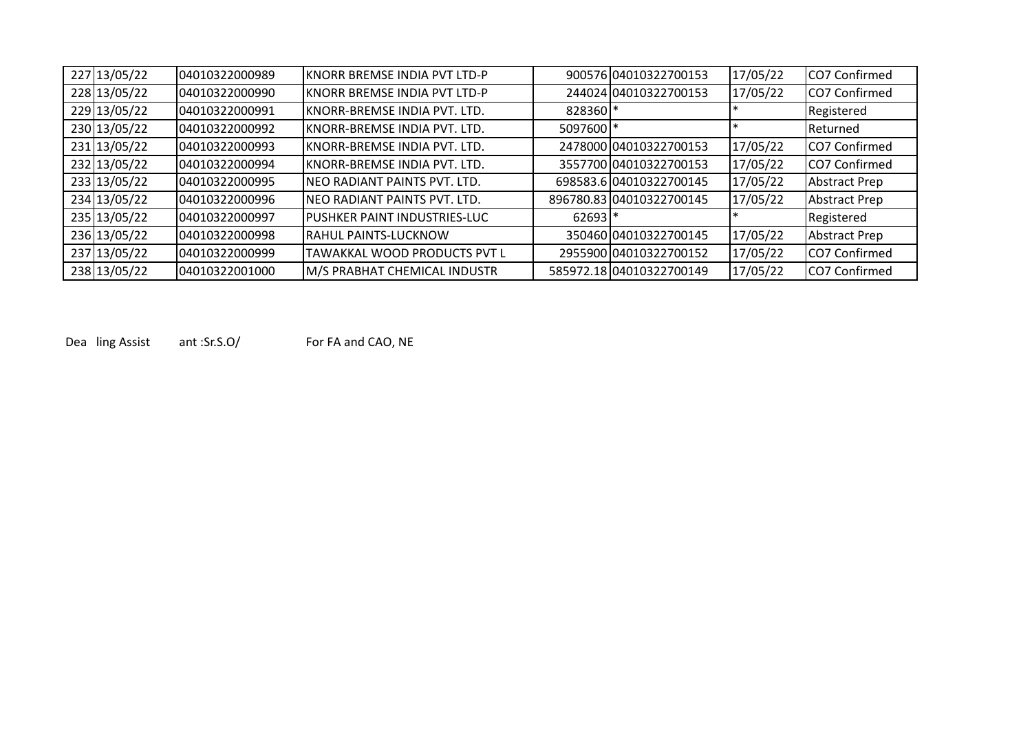| | | | | | | | |
|---|---|---|---|---|---|---|---|
| 227 | 13/05/22 | 04010322000989 | KNORR BREMSE INDIA PVT LTD-P | 900576 | 04010322700153 | 17/05/22 | CO7 Confirmed |
| 228 | 13/05/22 | 04010322000990 | KNORR BREMSE INDIA PVT LTD-P | 244024 | 04010322700153 | 17/05/22 | CO7 Confirmed |
| 229 | 13/05/22 | 04010322000991 | KNORR-BREMSE INDIA PVT. LTD. | 828360 | * | * | Registered |
| 230 | 13/05/22 | 04010322000992 | KNORR-BREMSE INDIA PVT. LTD. | 5097600 | * | * | Returned |
| 231 | 13/05/22 | 04010322000993 | KNORR-BREMSE INDIA PVT. LTD. | 2478000 | 04010322700153 | 17/05/22 | CO7 Confirmed |
| 232 | 13/05/22 | 04010322000994 | KNORR-BREMSE INDIA PVT. LTD. | 3557700 | 04010322700153 | 17/05/22 | CO7 Confirmed |
| 233 | 13/05/22 | 04010322000995 | NEO RADIANT PAINTS PVT. LTD. | 698583.6 | 04010322700145 | 17/05/22 | Abstract Prep |
| 234 | 13/05/22 | 04010322000996 | NEO RADIANT PAINTS PVT. LTD. | 896780.83 | 04010322700145 | 17/05/22 | Abstract Prep |
| 235 | 13/05/22 | 04010322000997 | PUSHKER PAINT INDUSTRIES-LUC | 62693 | * | * | Registered |
| 236 | 13/05/22 | 04010322000998 | RAHUL PAINTS-LUCKNOW | 350460 | 04010322700145 | 17/05/22 | Abstract Prep |
| 237 | 13/05/22 | 04010322000999 | TAWAKKAL WOOD PRODUCTS PVT L | 2955900 | 04010322700152 | 17/05/22 | CO7 Confirmed |
| 238 | 13/05/22 | 04010322001000 | M/S PRABHAT CHEMICAL INDUSTR | 585972.18 | 04010322700149 | 17/05/22 | CO7 Confirmed |

Dea ling Assist ant :Sr.S.O/ For FA and CAO, NE